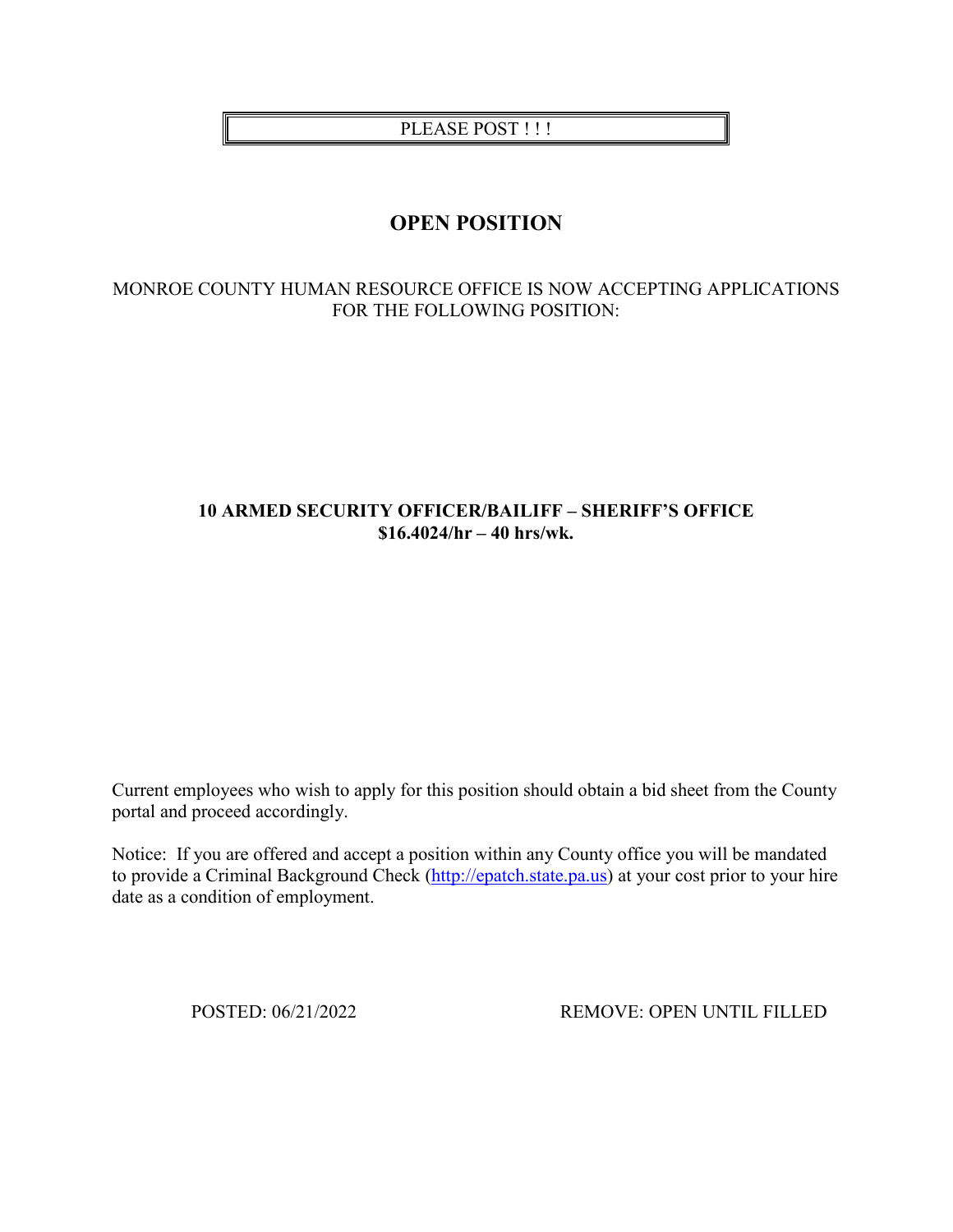PLEASE POST ! ! !

# OPEN POSITION

MONROE COUNTY HUMAN RESOURCE OFFICE IS NOW ACCEPTING APPLICATIONS FOR THE FOLLOWING POSITION:

**10 ARMED SECURITY OFFICER/BAILIFF – SHERIFF'S OFFICE**
**$16.4024/hr – 40 hrs/wk.**

Current employees who wish to apply for this position should obtain a bid sheet from the County portal and proceed accordingly.

Notice: If you are offered and accept a position within any County office you will be mandated to provide a Criminal Background Check (http://epatch.state.pa.us) at your cost prior to your hire date as a condition of employment.

POSTED: 06/21/2022 REMOVE: OPEN UNTIL FILLED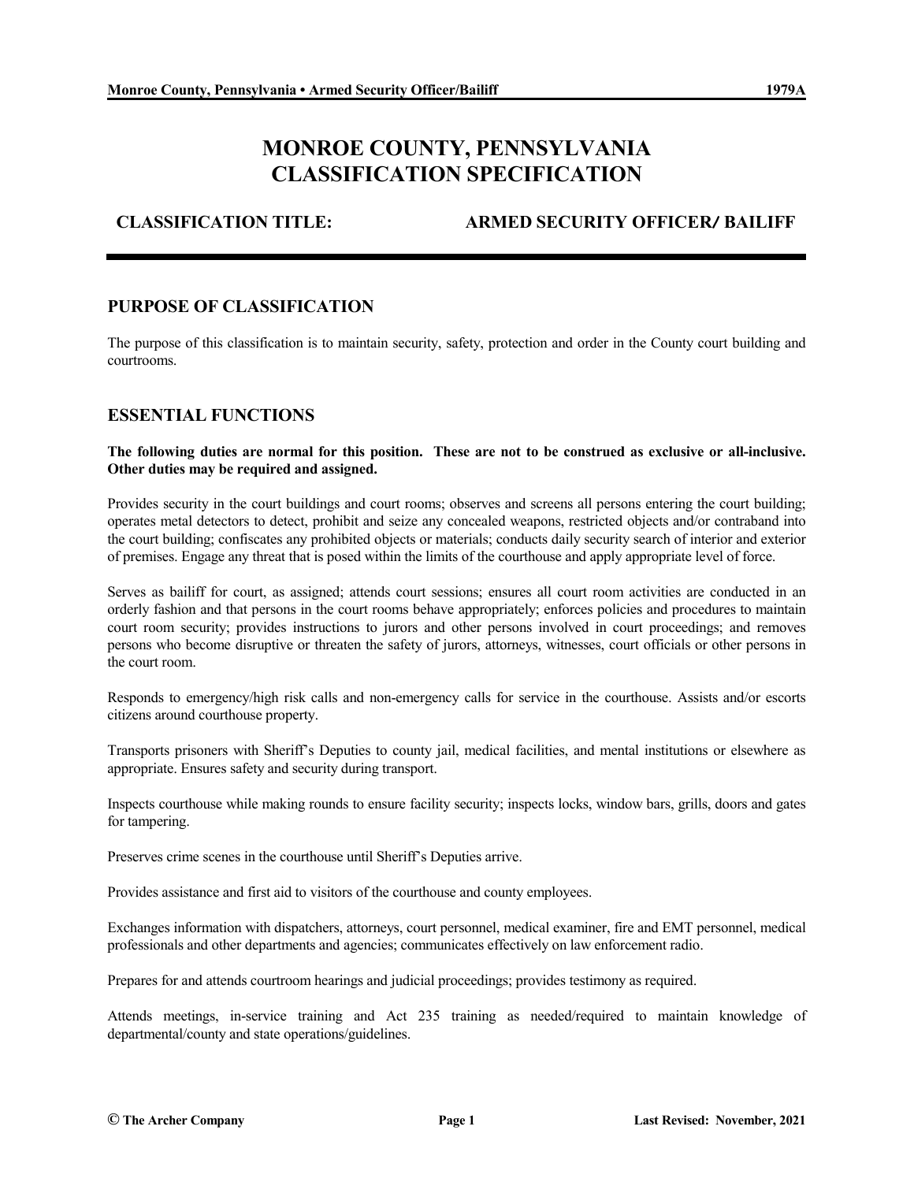# MONROE COUNTY, PENNSYLVANIA
# CLASSIFICATION SPECIFICATION

**CLASSIFICATION TITLE:** **ARMED SECURITY OFFICER/ BAILIFF**

## PURPOSE OF CLASSIFICATION

The purpose of this classification is to maintain security, safety, protection and order in the County court building and courtrooms.

## ESSENTIAL FUNCTIONS

**The following duties are normal for this position. These are not to be construed as exclusive or all-inclusive. Other duties may be required and assigned.**

Provides security in the court buildings and court rooms; observes and screens all persons entering the court building; operates metal detectors to detect, prohibit and seize any concealed weapons, restricted objects and/or contraband into the court building; confiscates any prohibited objects or materials; conducts daily security search of interior and exterior of premises. Engage any threat that is posed within the limits of the courthouse and apply appropriate level of force.

Serves as bailiff for court, as assigned; attends court sessions; ensures all court room activities are conducted in an orderly fashion and that persons in the court rooms behave appropriately; enforces policies and procedures to maintain court room security; provides instructions to jurors and other persons involved in court proceedings; and removes persons who become disruptive or threaten the safety of jurors, attorneys, witnesses, court officials or other persons in the court room.

Responds to emergency/high risk calls and non-emergency calls for service in the courthouse. Assists and/or escorts citizens around courthouse property.

Transports prisoners with Sheriff's Deputies to county jail, medical facilities, and mental institutions or elsewhere as appropriate. Ensures safety and security during transport.

Inspects courthouse while making rounds to ensure facility security; inspects locks, window bars, grills, doors and gates for tampering.

Preserves crime scenes in the courthouse until Sheriff's Deputies arrive.

Provides assistance and first aid to visitors of the courthouse and county employees.

Exchanges information with dispatchers, attorneys, court personnel, medical examiner, fire and EMT personnel, medical professionals and other departments and agencies; communicates effectively on law enforcement radio.

Prepares for and attends courtroom hearings and judicial proceedings; provides testimony as required.

Attends meetings, in-service training and Act 235 training as needed/required to maintain knowledge of departmental/county and state operations/guidelines.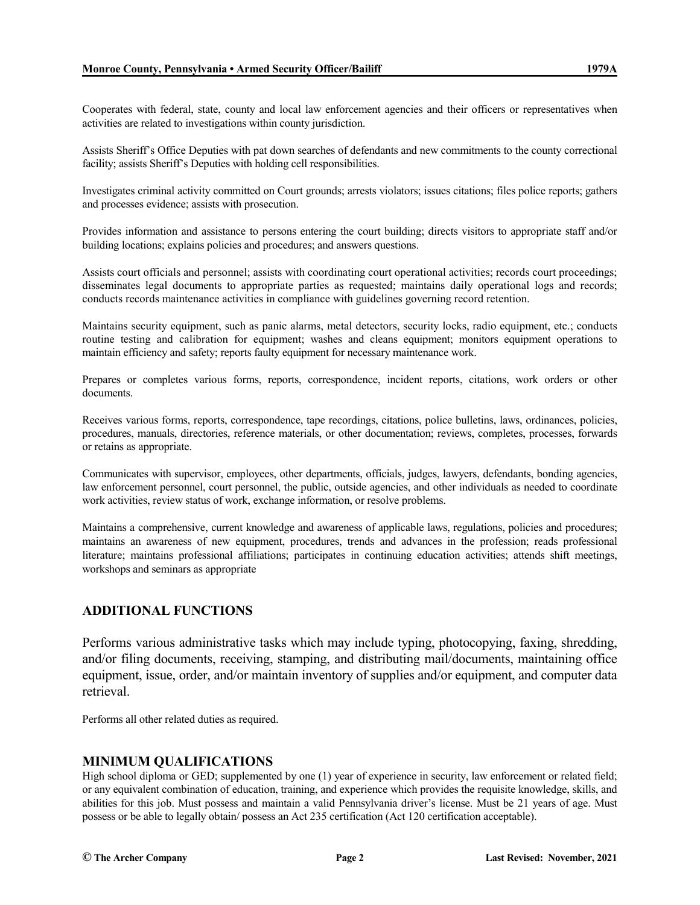Cooperates with federal, state, county and local law enforcement agencies and their officers or representatives when activities are related to investigations within county jurisdiction.

Assists Sheriff's Office Deputies with pat down searches of defendants and new commitments to the county correctional facility; assists Sheriff's Deputies with holding cell responsibilities.

Investigates criminal activity committed on Court grounds; arrests violators; issues citations; files police reports; gathers and processes evidence; assists with prosecution.

Provides information and assistance to persons entering the court building; directs visitors to appropriate staff and/or building locations; explains policies and procedures; and answers questions.

Assists court officials and personnel; assists with coordinating court operational activities; records court proceedings; disseminates legal documents to appropriate parties as requested; maintains daily operational logs and records; conducts records maintenance activities in compliance with guidelines governing record retention.

Maintains security equipment, such as panic alarms, metal detectors, security locks, radio equipment, etc.; conducts routine testing and calibration for equipment; washes and cleans equipment; monitors equipment operations to maintain efficiency and safety; reports faulty equipment for necessary maintenance work.

Prepares or completes various forms, reports, correspondence, incident reports, citations, work orders or other documents.

Receives various forms, reports, correspondence, tape recordings, citations, police bulletins, laws, ordinances, policies, procedures, manuals, directories, reference materials, or other documentation; reviews, completes, processes, forwards or retains as appropriate.

Communicates with supervisor, employees, other departments, officials, judges, lawyers, defendants, bonding agencies, law enforcement personnel, court personnel, the public, outside agencies, and other individuals as needed to coordinate work activities, review status of work, exchange information, or resolve problems.

Maintains a comprehensive, current knowledge and awareness of applicable laws, regulations, policies and procedures; maintains an awareness of new equipment, procedures, trends and advances in the profession; reads professional literature; maintains professional affiliations; participates in continuing education activities; attends shift meetings, workshops and seminars as appropriate

## ADDITIONAL FUNCTIONS

Performs various administrative tasks which may include typing, photocopying, faxing, shredding, and/or filing documents, receiving, stamping, and distributing mail/documents, maintaining office equipment, issue, order, and/or maintain inventory of supplies and/or equipment, and computer data retrieval.

Performs all other related duties as required.

## MINIMUM QUALIFICATIONS

High school diploma or GED; supplemented by one (1) year of experience in security, law enforcement or related field; or any equivalent combination of education, training, and experience which provides the requisite knowledge, skills, and abilities for this job. Must possess and maintain a valid Pennsylvania driver's license. Must be 21 years of age. Must possess or be able to legally obtain/ possess an Act 235 certification (Act 120 certification acceptable).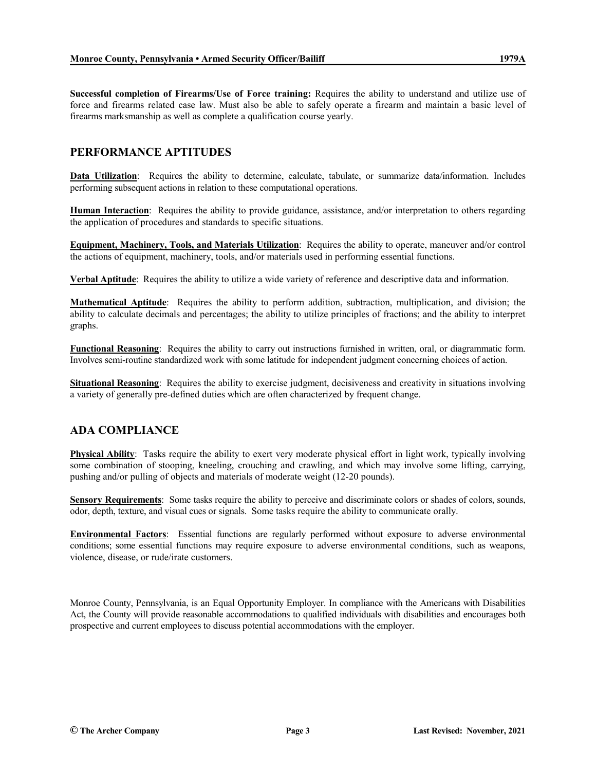**Successful completion of Firearms/Use of Force training:** Requires the ability to understand and utilize use of force and firearms related case law. Must also be able to safely operate a firearm and maintain a basic level of firearms marksmanship as well as complete a qualification course yearly.

## PERFORMANCE APTITUDES

**Data Utilization**: Requires the ability to determine, calculate, tabulate, or summarize data/information. Includes performing subsequent actions in relation to these computational operations.

**Human Interaction**: Requires the ability to provide guidance, assistance, and/or interpretation to others regarding the application of procedures and standards to specific situations.

**Equipment, Machinery, Tools, and Materials Utilization**: Requires the ability to operate, maneuver and/or control the actions of equipment, machinery, tools, and/or materials used in performing essential functions.

**Verbal Aptitude**: Requires the ability to utilize a wide variety of reference and descriptive data and information.

**Mathematical Aptitude**: Requires the ability to perform addition, subtraction, multiplication, and division; the ability to calculate decimals and percentages; the ability to utilize principles of fractions; and the ability to interpret graphs.

**Functional Reasoning**: Requires the ability to carry out instructions furnished in written, oral, or diagrammatic form. Involves semi-routine standardized work with some latitude for independent judgment concerning choices of action.

**Situational Reasoning**: Requires the ability to exercise judgment, decisiveness and creativity in situations involving a variety of generally pre-defined duties which are often characterized by frequent change.

## ADA COMPLIANCE

**Physical Ability**: Tasks require the ability to exert very moderate physical effort in light work, typically involving some combination of stooping, kneeling, crouching and crawling, and which may involve some lifting, carrying, pushing and/or pulling of objects and materials of moderate weight (12-20 pounds).

**Sensory Requirements**: Some tasks require the ability to perceive and discriminate colors or shades of colors, sounds, odor, depth, texture, and visual cues or signals. Some tasks require the ability to communicate orally.

**Environmental Factors**: Essential functions are regularly performed without exposure to adverse environmental conditions; some essential functions may require exposure to adverse environmental conditions, such as weapons, violence, disease, or rude/irate customers.

Monroe County, Pennsylvania, is an Equal Opportunity Employer. In compliance with the Americans with Disabilities Act, the County will provide reasonable accommodations to qualified individuals with disabilities and encourages both prospective and current employees to discuss potential accommodations with the employer.